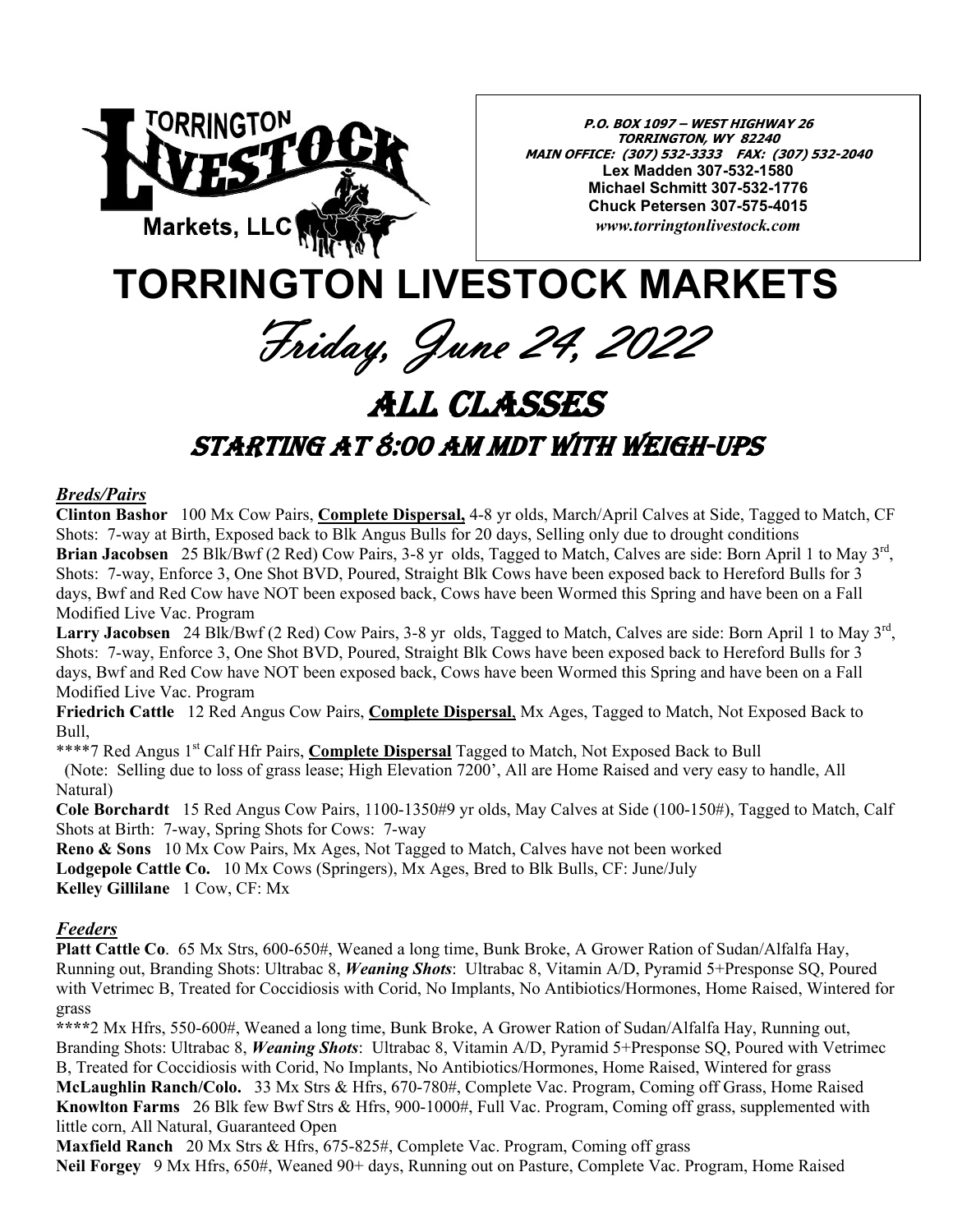P.O. BOX 1097 – WEST HIGHWAY 26
TORRINGTON, WY 82240
MAIN OFFICE: (307) 532-3333 FAX: (307) 532-2040
Lex Madden 307-532-1580
Michael Schmitt 307-532-1776
Chuck Petersen 307-575-4015
www.torringtonlivestock.com

# TORRINGTON LIVESTOCK MARKETS

## Friday, June 24, 2022

## ALL CLASSES

### STARTING AT 8:00 AM MDT WITH WEIGH-UPS

***Breds/Pairs***

**Clinton Bashor** 100 Mx Cow Pairs, **Complete Dispersal,** 4-8 yr olds, March/April Calves at Side, Tagged to Match, CF Shots: 7-way at Birth, Exposed back to Blk Angus Bulls for 20 days, Selling only due to drought conditions

**Brian Jacobsen** 25 Blk/Bwf (2 Red) Cow Pairs, 3-8 yr olds, Tagged to Match, Calves are side: Born April 1 to May 3rd, Shots: 7-way, Enforce 3, One Shot BVD, Poured, Straight Blk Cows have been exposed back to Hereford Bulls for 3 days, Bwf and Red Cow have NOT been exposed back, Cows have been Wormed this Spring and have been on a Fall Modified Live Vac. Program

**Larry Jacobsen** 24 Blk/Bwf (2 Red) Cow Pairs, 3-8 yr olds, Tagged to Match, Calves are side: Born April 1 to May 3rd, Shots: 7-way, Enforce 3, One Shot BVD, Poured, Straight Blk Cows have been exposed back to Hereford Bulls for 3 days, Bwf and Red Cow have NOT been exposed back, Cows have been Wormed this Spring and have been on a Fall Modified Live Vac. Program

**Friedrich Cattle** 12 Red Angus Cow Pairs, **Complete Dispersal**, Mx Ages, Tagged to Match, Not Exposed Back to Bull,

****7 Red Angus 1st Calf Hfr Pairs, **Complete Dispersal** Tagged to Match, Not Exposed Back to Bull

(Note: Selling due to loss of grass lease; High Elevation 7200', All are Home Raised and very easy to handle, All Natural)

**Cole Borchardt** 15 Red Angus Cow Pairs, 1100-1350#9 yr olds, May Calves at Side (100-150#), Tagged to Match, Calf Shots at Birth: 7-way, Spring Shots for Cows: 7-way

**Reno & Sons** 10 Mx Cow Pairs, Mx Ages, Not Tagged to Match, Calves have not been worked

**Lodgepole Cattle Co.** 10 Mx Cows (Springers), Mx Ages, Bred to Blk Bulls, CF: June/July

**Kelley Gillilane** 1 Cow, CF: Mx

***Feeders***

**Platt Cattle Co**. 65 Mx Strs, 600-650#, Weaned a long time, Bunk Broke, A Grower Ration of Sudan/Alfalfa Hay, Running out, Branding Shots: Ultrabac 8, ***Weaning Shots***: Ultrabac 8, Vitamin A/D, Pyramid 5+Presponse SQ, Poured with Vetrimec B, Treated for Coccidiosis with Corid, No Implants, No Antibiotics/Hormones, Home Raised, Wintered for grass

****2 Mx Hfrs, 550-600#, Weaned a long time, Bunk Broke, A Grower Ration of Sudan/Alfalfa Hay, Running out, Branding Shots: Ultrabac 8, ***Weaning Shots***: Ultrabac 8, Vitamin A/D, Pyramid 5+Presponse SQ, Poured with Vetrimec B, Treated for Coccidiosis with Corid, No Implants, No Antibiotics/Hormones, Home Raised, Wintered for grass

**McLaughlin Ranch/Colo.** 33 Mx Strs & Hfrs, 670-780#, Complete Vac. Program, Coming off Grass, Home Raised

**Knowlton Farms** 26 Blk few Bwf Strs & Hfrs, 900-1000#, Full Vac. Program, Coming off grass, supplemented with little corn, All Natural, Guaranteed Open

**Maxfield Ranch** 20 Mx Strs & Hfrs, 675-825#, Complete Vac. Program, Coming off grass

**Neil Forgey** 9 Mx Hfrs, 650#, Weaned 90+ days, Running out on Pasture, Complete Vac. Program, Home Raised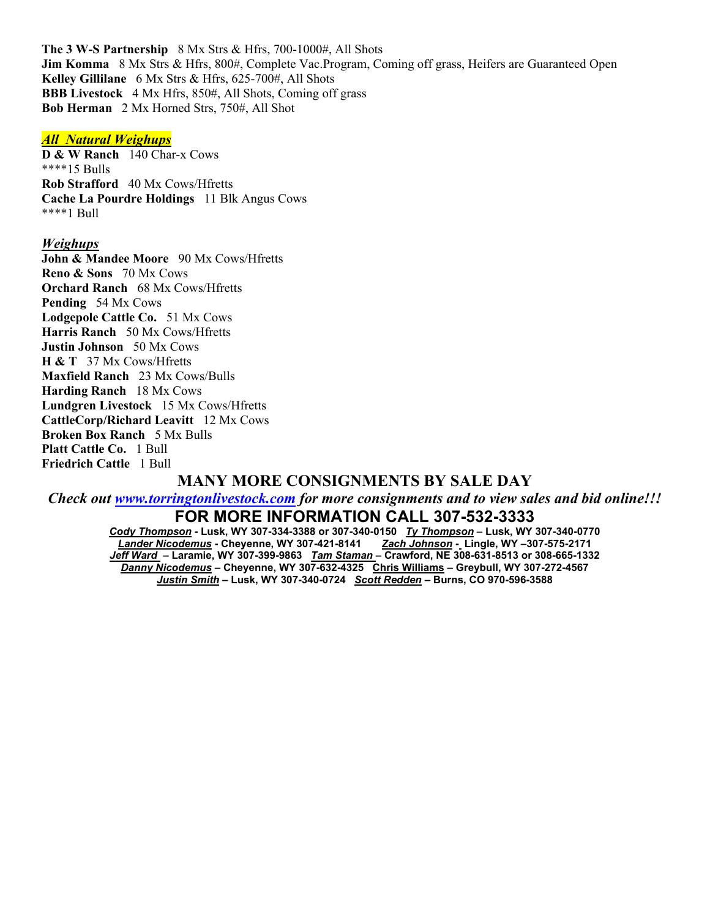**The 3 W-S Partnership** 8 Mx Strs & Hfrs, 700-1000#, All Shots
**Jim Komma** 8 Mx Strs & Hfrs, 800#, Complete Vac.Program, Coming off grass, Heifers are Guaranteed Open
**Kelley Gillilane** 6 Mx Strs & Hfrs, 625-700#, All Shots
**BBB Livestock** 4 Mx Hfrs, 850#, All Shots, Coming off grass
**Bob Herman** 2 Mx Horned Strs, 750#, All Shot

***All Natural Weighups***

**D & W Ranch** 140 Char-x Cows
****15 Bulls
**Rob Strafford** 40 Mx Cows/Hfretts
**Cache La Pourdre Holdings** 11 Blk Angus Cows
****1 Bull

***Weighups***

**John & Mandee Moore** 90 Mx Cows/Hfretts
**Reno & Sons** 70 Mx Cows
**Orchard Ranch** 68 Mx Cows/Hfretts
**Pending** 54 Mx Cows
**Lodgepole Cattle Co.** 51 Mx Cows
**Harris Ranch** 50 Mx Cows/Hfretts
**Justin Johnson** 50 Mx Cows
**H & T** 37 Mx Cows/Hfretts
**Maxfield Ranch** 23 Mx Cows/Bulls
**Harding Ranch** 18 Mx Cows
**Lundgren Livestock** 15 Mx Cows/Hfretts
**CattleCorp/Richard Leavitt** 12 Mx Cows
**Broken Box Ranch** 5 Mx Bulls
**Platt Cattle Co.** 1 Bull
**Friedrich Cattle** 1 Bull

## MANY MORE CONSIGNMENTS BY SALE DAY

***Check out www.torringtonlivestock.com for more consignments and to view sales and bid online!!!***

## FOR MORE INFORMATION CALL 307-532-3333

**Cody Thompson - Lusk, WY 307-334-3388 or 307-340-0150 Ty Thompson – Lusk, WY 307-340-0770**
**Lander Nicodemus - Cheyenne, WY 307-421-8141 Zach Johnson - Lingle, WY –307-575-2171**
**Jeff Ward – Laramie, WY 307-399-9863 Tam Staman – Crawford, NE 308-631-8513 or 308-665-1332**
**Danny Nicodemus – Cheyenne, WY 307-632-4325 Chris Williams – Greybull, WY 307-272-4567**
**Justin Smith – Lusk, WY 307-340-0724 Scott Redden – Burns, CO 970-596-3588**